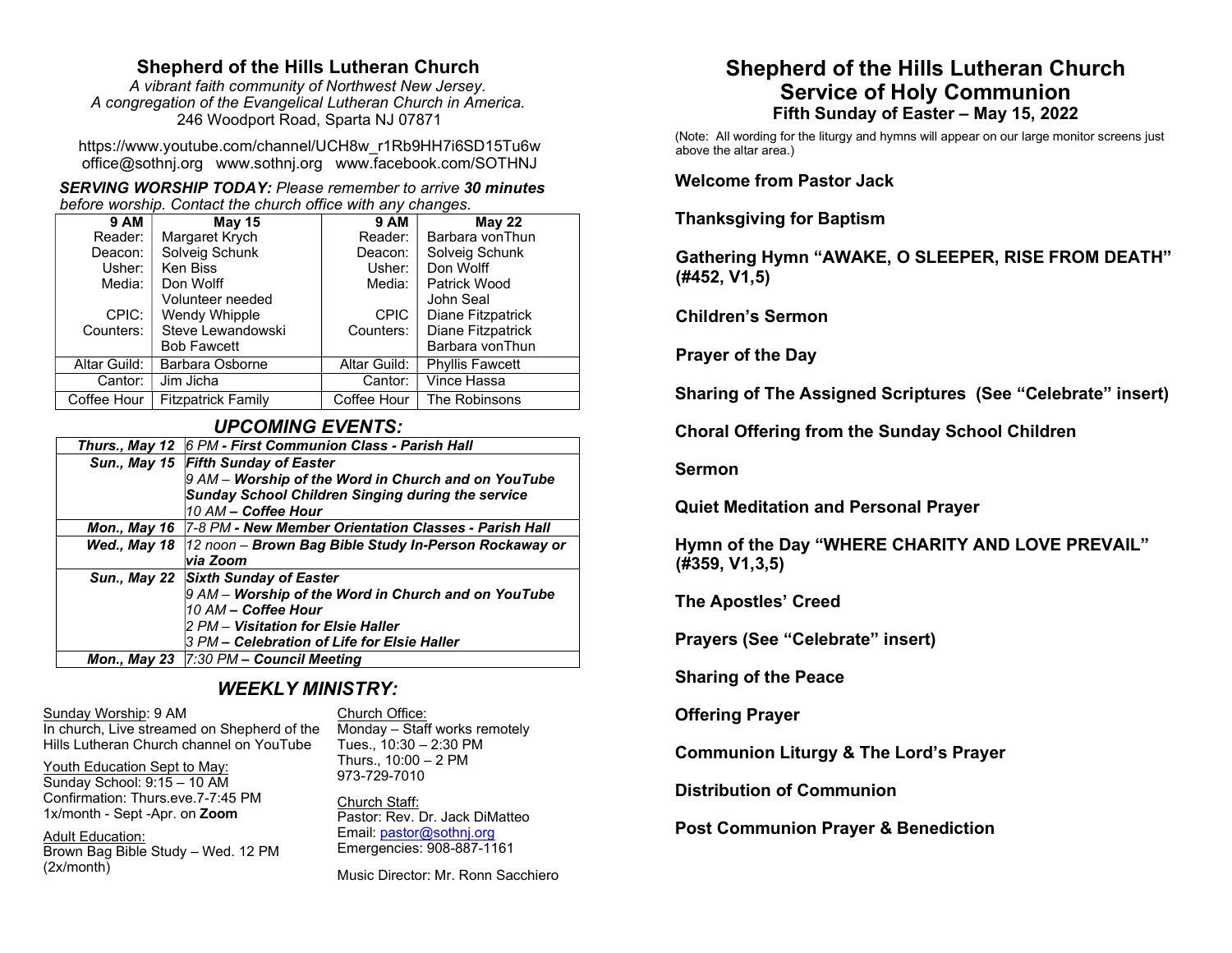## Shepherd of the Hills Lutheran Church

*A vibrant faith community of Northwest New Jersey.*
*A congregation of the Evangelical Lutheran Church in America.*
246 Woodport Road, Sparta NJ 07871

https://www.youtube.com/channel/UCH8w_r1Rb9HH7i6SD15Tu6w
office@sothnj.org   www.sothnj.org   www.facebook.com/SOTHNJ

***SERVING WORSHIP TODAY:*** *Please remember to arrive **30 minutes** before worship. Contact the church office with any changes.*

| 9 AM | May 15 | 9 AM | May 22 |
|---|---|---|---|
| Reader: | Margaret Krych | Reader: | Barbara vonThun |
| Deacon: | Solveig Schunk | Deacon: | Solveig Schunk |
| Usher: | Ken Biss | Usher: | Don Wolff |
| Media: | Don Wolff | Media: | Patrick Wood |
| | Volunteer needed | | John Seal |
| CPIC: | Wendy Whipple | CPIC | Diane Fitzpatrick |
| Counters: | Steve Lewandowski | Counters: | Diane Fitzpatrick |
| | Bob Fawcett | | Barbara vonThun |
| Altar Guild: | Barbara Osborne | Altar Guild: | Phyllis Fawcett |
| Cantor: | Jim Jicha | Cantor: | Vince Hassa |
| Coffee Hour | Fitzpatrick Family | Coffee Hour | The Robinsons |

## *UPCOMING EVENTS:*

| | |
|---|---|
| ***Thurs., May 12*** | *6 PM **- First Communion Class - Parish Hall*** |
| ***Sun., May 15*** | ***Fifth Sunday of Easter***<br>*9 AM – **Worship of the Word in Church and on YouTube***<br>***Sunday School Children Singing during the service***<br>*10 AM **– Coffee Hour*** |
| ***Mon., May 16*** | *7-8 PM **- New Member Orientation Classes - Parish Hall*** |
| ***Wed., May 18*** | *12 noon – **Brown Bag Bible Study In-Person Rockaway or via Zoom*** |
| ***Sun., May 22*** | ***Sixth Sunday of Easter***<br>*9 AM – **Worship of the Word in Church and on YouTube***<br>*10 AM **– Coffee Hour***<br>*2 PM – **Visitation for Elsie Haller***<br>*3 PM **– Celebration of Life for Elsie Haller*** |
| ***Mon., May 23*** | *7:30 PM **– Council Meeting*** |

## *WEEKLY MINISTRY:*

Sunday Worship: 9 AM
In church, Live streamed on Shepherd of the Hills Lutheran Church channel on YouTube

Youth Education Sept to May:
Sunday School: 9:15 – 10 AM
Confirmation: Thurs.eve.7-7:45 PM
1x/month - Sept -Apr. on **Zoom**

Adult Education:
Brown Bag Bible Study – Wed. 12 PM (2x/month)

Church Office:
Monday – Staff works remotely
Tues., 10:30 – 2:30 PM
Thurs., 10:00 – 2 PM
973-729-7010

Church Staff:
Pastor: Rev. Dr. Jack DiMatteo
Email: pastor@sothnj.org
Emergencies: 908-887-1161

Music Director: Mr. Ronn Sacchiero

# Shepherd of the Hills Lutheran Church
# Service of Holy Communion
### Fifth Sunday of Easter – May 15, 2022

(Note: All wording for the liturgy and hymns will appear on our large monitor screens just above the altar area.)

**Welcome from Pastor Jack**

**Thanksgiving for Baptism**

**Gathering Hymn "AWAKE, O SLEEPER, RISE FROM DEATH" (#452, V1,5)**

**Children's Sermon**

**Prayer of the Day**

**Sharing of The Assigned Scriptures (See "Celebrate" insert)**

**Choral Offering from the Sunday School Children**

**Sermon**

**Quiet Meditation and Personal Prayer**

**Hymn of the Day "WHERE CHARITY AND LOVE PREVAIL" (#359, V1,3,5)**

**The Apostles' Creed**

**Prayers (See "Celebrate" insert)**

**Sharing of the Peace**

**Offering Prayer**

**Communion Liturgy & The Lord's Prayer**

**Distribution of Communion**

**Post Communion Prayer & Benediction**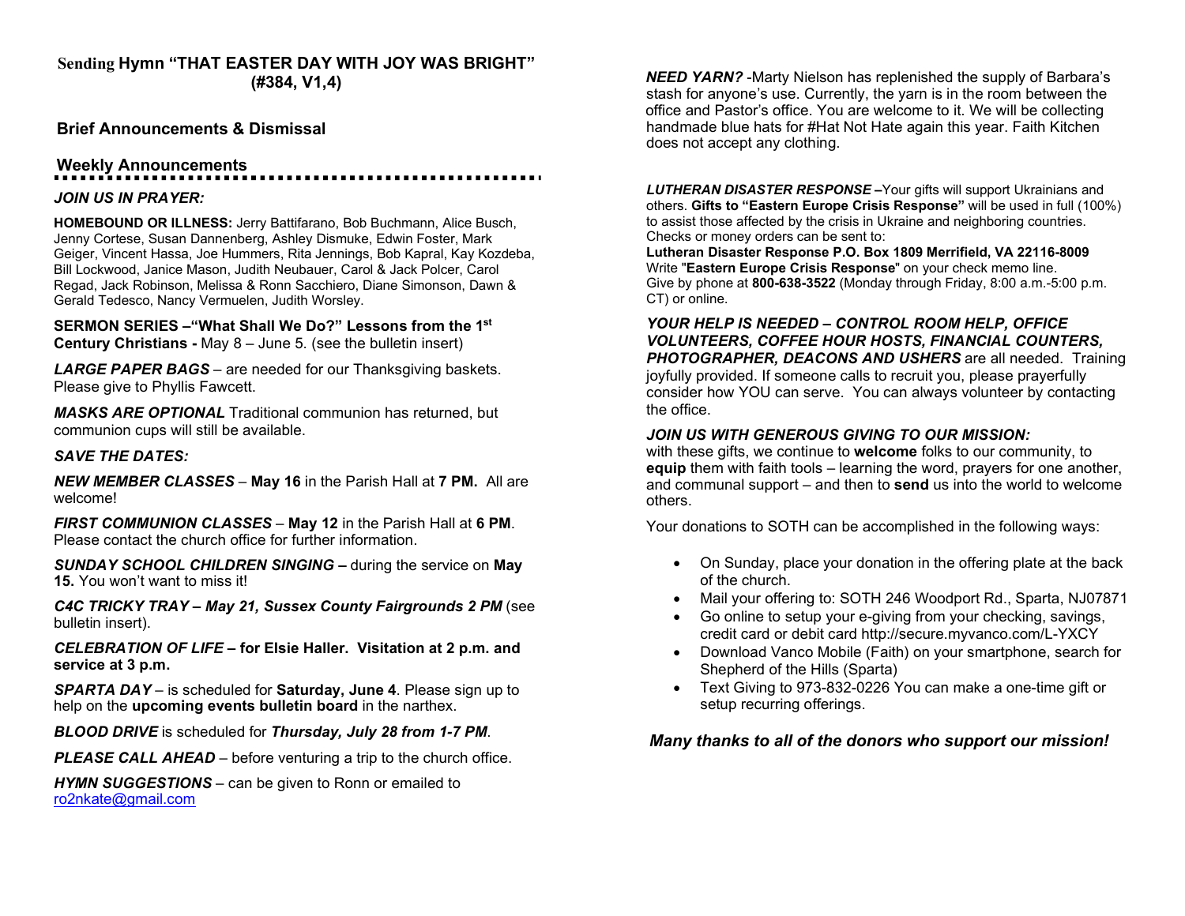## Sending **Hymn "THAT EASTER DAY WITH JOY WAS BRIGHT" (#384, V1,4)**

## Brief Announcements & Dismissal

## Weekly Announcements

***JOIN US IN PRAYER:***

**HOMEBOUND OR ILLNESS:** Jerry Battifarano, Bob Buchmann, Alice Busch, Jenny Cortese, Susan Dannenberg, Ashley Dismuke, Edwin Foster, Mark Geiger, Vincent Hassa, Joe Hummers, Rita Jennings, Bob Kapral, Kay Kozdeba, Bill Lockwood, Janice Mason, Judith Neubauer, Carol & Jack Polcer, Carol Regad, Jack Robinson, Melissa & Ronn Sacchiero, Diane Simonson, Dawn & Gerald Tedesco, Nancy Vermuelen, Judith Worsley.

**SERMON SERIES –"What Shall We Do?" Lessons from the 1st Century Christians -** May 8 – June 5. (see the bulletin insert)

***LARGE PAPER BAGS*** – are needed for our Thanksgiving baskets. Please give to Phyllis Fawcett.

***MASKS ARE OPTIONAL*** Traditional communion has returned, but communion cups will still be available.

***SAVE THE DATES:***

***NEW MEMBER CLASSES*** – **May 16** in the Parish Hall at **7 PM.** All are welcome!

***FIRST COMMUNION CLASSES*** – **May 12** in the Parish Hall at **6 PM**. Please contact the church office for further information.

***SUNDAY SCHOOL CHILDREN SINGING –*** during the service on **May 15.** You won't want to miss it!

***C4C TRICKY TRAY – May 21, Sussex County Fairgrounds 2 PM*** (see bulletin insert).

***CELEBRATION OF LIFE*** **– for Elsie Haller. Visitation at 2 p.m. and service at 3 p.m.**

***SPARTA DAY*** – is scheduled for **Saturday, June 4**. Please sign up to help on the **upcoming events bulletin board** in the narthex.

***BLOOD DRIVE*** is scheduled for ***Thursday, July 28 from 1-7 PM***.

***PLEASE CALL AHEAD*** – before venturing a trip to the church office.

***HYMN SUGGESTIONS*** – can be given to Ronn or emailed to ro2nkate@gmail.com

***NEED YARN?*** -Marty Nielson has replenished the supply of Barbara's stash for anyone's use. Currently, the yarn is in the room between the office and Pastor's office. You are welcome to it. We will be collecting handmade blue hats for #Hat Not Hate again this year. Faith Kitchen does not accept any clothing.

***LUTHERAN DISASTER RESPONSE –***Your gifts will support Ukrainians and others. **Gifts to "Eastern Europe Crisis Response"** will be used in full (100%) to assist those affected by the crisis in Ukraine and neighboring countries. Checks or money orders can be sent to:
**Lutheran Disaster Response P.O. Box 1809 Merrifield, VA 22116-8009**
Write "**Eastern Europe Crisis Response**" on your check memo line.
Give by phone at **800-638-3522** (Monday through Friday, 8:00 a.m.-5:00 p.m. CT) or online.

***YOUR HELP IS NEEDED – CONTROL ROOM HELP, OFFICE VOLUNTEERS, COFFEE HOUR HOSTS, FINANCIAL COUNTERS, PHOTOGRAPHER, DEACONS AND USHERS*** are all needed. Training joyfully provided. If someone calls to recruit you, please prayerfully consider how YOU can serve. You can always volunteer by contacting the office.

***JOIN US WITH GENEROUS GIVING TO OUR MISSION:***
with these gifts, we continue to **welcome** folks to our community, to **equip** them with faith tools – learning the word, prayers for one another, and communal support – and then to **send** us into the world to welcome others.

Your donations to SOTH can be accomplished in the following ways:

- On Sunday, place your donation in the offering plate at the back of the church.
- Mail your offering to: SOTH 246 Woodport Rd., Sparta, NJ07871
- Go online to setup your e-giving from your checking, savings, credit card or debit card http://secure.myvanco.com/L-YXCY
- Download Vanco Mobile (Faith) on your smartphone, search for Shepherd of the Hills (Sparta)
- Text Giving to 973-832-0226 You can make a one-time gift or setup recurring offerings.

***Many thanks to all of the donors who support our mission!***